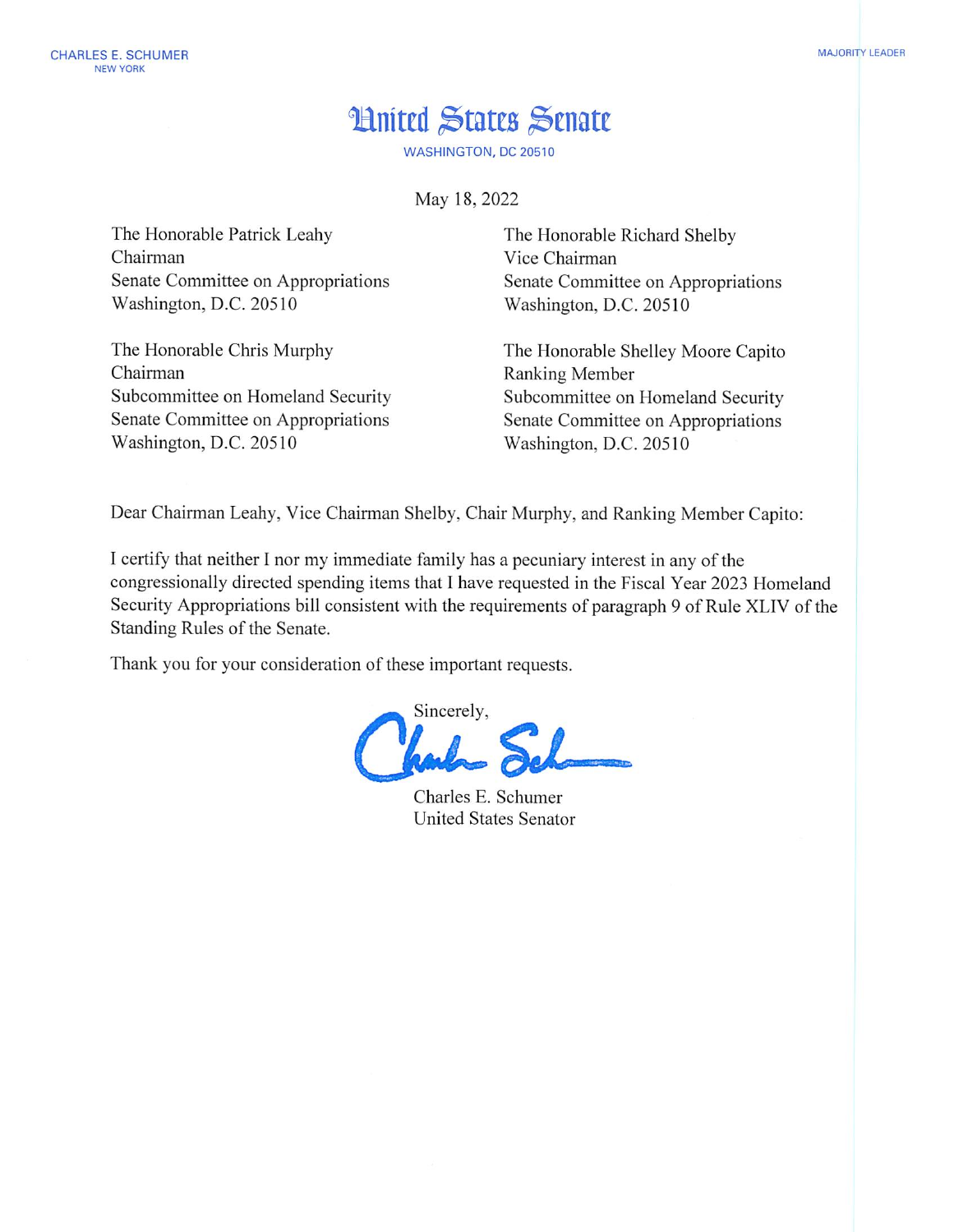CHARLES E. SCHUMER
NEW YORK

MAJORITY LEADER

# United States Senate

WASHINGTON, DC 20510

May 18, 2022

The Honorable Patrick Leahy
Chairman
Senate Committee on Appropriations
Washington, D.C. 20510

The Honorable Richard Shelby
Vice Chairman
Senate Committee on Appropriations
Washington, D.C. 20510

The Honorable Chris Murphy
Chairman
Subcommittee on Homeland Security
Senate Committee on Appropriations
Washington, D.C. 20510

The Honorable Shelley Moore Capito
Ranking Member
Subcommittee on Homeland Security
Senate Committee on Appropriations
Washington, D.C. 20510

Dear Chairman Leahy, Vice Chairman Shelby, Chair Murphy, and Ranking Member Capito:

I certify that neither I nor my immediate family has a pecuniary interest in any of the congressionally directed spending items that I have requested in the Fiscal Year 2023 Homeland Security Appropriations bill consistent with the requirements of paragraph 9 of Rule XLIV of the Standing Rules of the Senate.

Thank you for your consideration of these important requests.

Sincerely,

Charles E. Schumer
United States Senator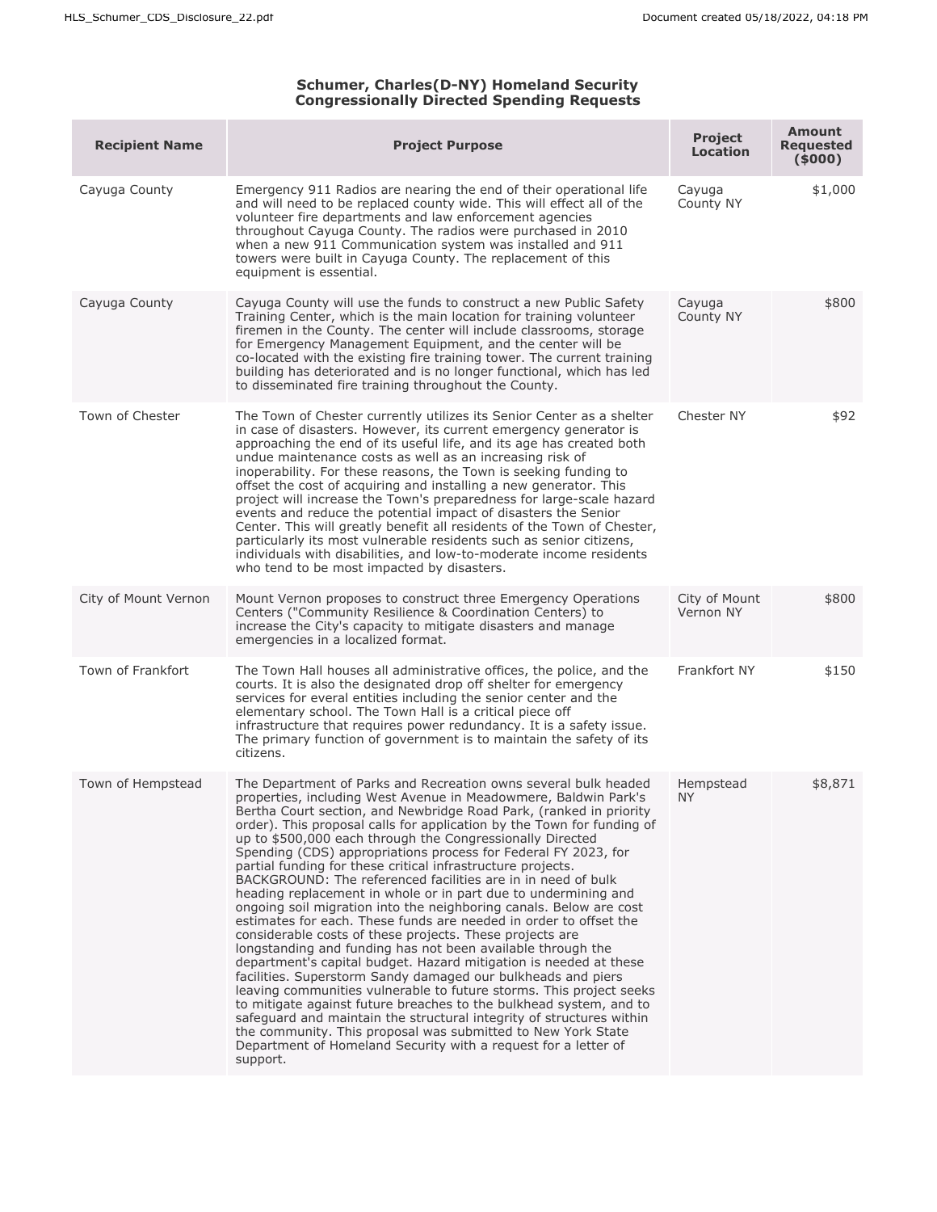**Schumer, Charles(D-NY) Homeland Security Congressionally Directed Spending Requests**

| Recipient Name | Project Purpose | Project Location | Amount Requested ($000) |
|---|---|---|---|
| Cayuga County | Emergency 911 Radios are nearing the end of their operational life and will need to be replaced county wide. This will effect all of the volunteer fire departments and law enforcement agencies throughout Cayuga County. The radios were purchased in 2010 when a new 911 Communication system was installed and 911 towers were built in Cayuga County. The replacement of this equipment is essential. | Cayuga County NY | $1,000 |
| Cayuga County | Cayuga County will use the funds to construct a new Public Safety Training Center, which is the main location for training volunteer firemen in the County. The center will include classrooms, storage for Emergency Management Equipment, and the center will be co-located with the existing fire training tower. The current training building has deteriorated and is no longer functional, which has led to disseminated fire training throughout the County. | Cayuga County NY | $800 |
| Town of Chester | The Town of Chester currently utilizes its Senior Center as a shelter in case of disasters. However, its current emergency generator is approaching the end of its useful life, and its age has created both undue maintenance costs as well as an increasing risk of inoperability. For these reasons, the Town is seeking funding to offset the cost of acquiring and installing a new generator. This project will increase the Town's preparedness for large-scale hazard events and reduce the potential impact of disasters the Senior Center. This will greatly benefit all residents of the Town of Chester, particularly its most vulnerable residents such as senior citizens, individuals with disabilities, and low-to-moderate income residents who tend to be most impacted by disasters. | Chester NY | $92 |
| City of Mount Vernon | Mount Vernon proposes to construct three Emergency Operations Centers ("Community Resilience & Coordination Centers) to increase the City's capacity to mitigate disasters and manage emergencies in a localized format. | City of Mount Vernon NY | $800 |
| Town of Frankfort | The Town Hall houses all administrative offices, the police, and the courts. It is also the designated drop off shelter for emergency services for everal entities including the senior center and the elementary school. The Town Hall is a critical piece off infrastructure that requires power redundancy. It is a safety issue. The primary function of government is to maintain the safety of its citizens. | Frankfort NY | $150 |
| Town of Hempstead | The Department of Parks and Recreation owns several bulk headed properties, including West Avenue in Meadowmere, Baldwin Park's Bertha Court section, and Newbridge Road Park, (ranked in priority order). This proposal calls for application by the Town for funding of up to $500,000 each through the Congressionally Directed Spending (CDS) appropriations process for Federal FY 2023, for partial funding for these critical infrastructure projects. BACKGROUND: The referenced facilities are in in need of bulk heading replacement in whole or in part due to undermining and ongoing soil migration into the neighboring canals. Below are cost estimates for each. These funds are needed in order to offset the considerable costs of these projects. These projects are longstanding and funding has not been available through the department's capital budget. Hazard mitigation is needed at these facilities. Superstorm Sandy damaged our bulkheads and piers leaving communities vulnerable to future storms. This project seeks to mitigate against future breaches to the bulkhead system, and to safeguard and maintain the structural integrity of structures within the community. This proposal was submitted to New York State Department of Homeland Security with a request for a letter of support. | Hempstead NY | $8,871 |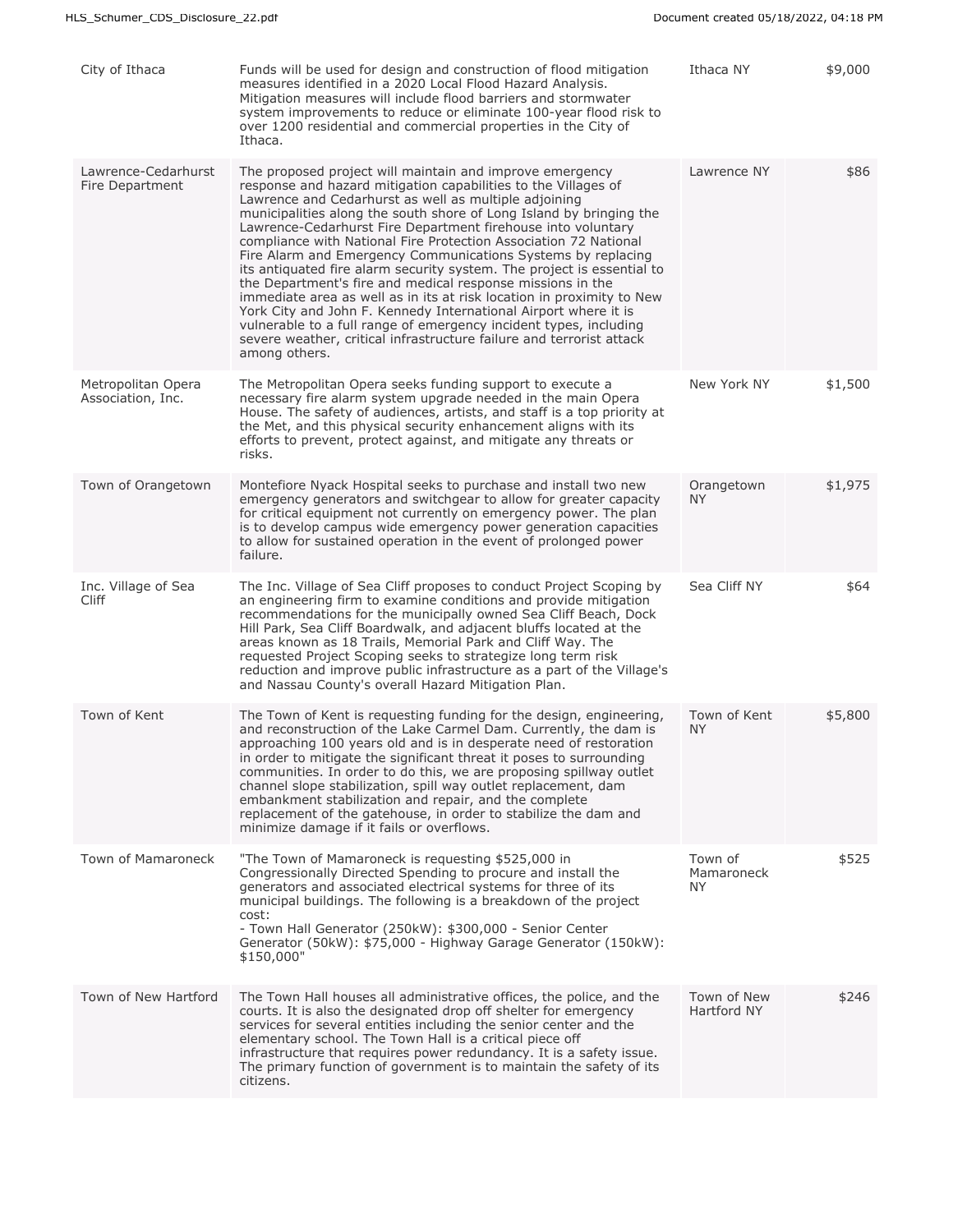| | | | |
|---|---|---|---|
| City of Ithaca | Funds will be used for design and construction of flood mitigation measures identified in a 2020 Local Flood Hazard Analysis. Mitigation measures will include flood barriers and stormwater system improvements to reduce or eliminate 100-year flood risk to over 1200 residential and commercial properties in the City of Ithaca. | Ithaca NY | $9,000 |
| Lawrence-Cedarhurst Fire Department | The proposed project will maintain and improve emergency response and hazard mitigation capabilities to the Villages of Lawrence and Cedarhurst as well as multiple adjoining municipalities along the south shore of Long Island by bringing the Lawrence-Cedarhurst Fire Department firehouse into voluntary compliance with National Fire Protection Association 72 National Fire Alarm and Emergency Communications Systems by replacing its antiquated fire alarm security system. The project is essential to the Department's fire and medical response missions in the immediate area as well as in its at risk location in proximity to New York City and John F. Kennedy International Airport where it is vulnerable to a full range of emergency incident types, including severe weather, critical infrastructure failure and terrorist attack among others. | Lawrence NY | $86 |
| Metropolitan Opera Association, Inc. | The Metropolitan Opera seeks funding support to execute a necessary fire alarm system upgrade needed in the main Opera House. The safety of audiences, artists, and staff is a top priority at the Met, and this physical security enhancement aligns with its efforts to prevent, protect against, and mitigate any threats or risks. | New York NY | $1,500 |
| Town of Orangetown | Montefiore Nyack Hospital seeks to purchase and install two new emergency generators and switchgear to allow for greater capacity for critical equipment not currently on emergency power. The plan is to develop campus wide emergency power generation capacities to allow for sustained operation in the event of prolonged power failure. | Orangetown NY | $1,975 |
| Inc. Village of Sea Cliff | The Inc. Village of Sea Cliff proposes to conduct Project Scoping by an engineering firm to examine conditions and provide mitigation recommendations for the municipally owned Sea Cliff Beach, Dock Hill Park, Sea Cliff Boardwalk, and adjacent bluffs located at the areas known as 18 Trails, Memorial Park and Cliff Way. The requested Project Scoping seeks to strategize long term risk reduction and improve public infrastructure as a part of the Village's and Nassau County's overall Hazard Mitigation Plan. | Sea Cliff NY | $64 |
| Town of Kent | The Town of Kent is requesting funding for the design, engineering, and reconstruction of the Lake Carmel Dam. Currently, the dam is approaching 100 years old and is in desperate need of restoration in order to mitigate the significant threat it poses to surrounding communities. In order to do this, we are proposing spillway outlet channel slope stabilization, spill way outlet replacement, dam embankment stabilization and repair, and the complete replacement of the gatehouse, in order to stabilize the dam and minimize damage if it fails or overflows. | Town of Kent NY | $5,800 |
| Town of Mamaroneck | "The Town of Mamaroneck is requesting $525,000 in Congressionally Directed Spending to procure and install the generators and associated electrical systems for three of its municipal buildings. The following is a breakdown of the project cost:<br>- Town Hall Generator (250kW): $300,000 - Senior Center Generator (50kW): $75,000 - Highway Garage Generator (150kW): $150,000" | Town of Mamaroneck NY | $525 |
| Town of New Hartford | The Town Hall houses all administrative offices, the police, and the courts. It is also the designated drop off shelter for emergency services for several entities including the senior center and the elementary school. The Town Hall is a critical piece off infrastructure that requires power redundancy. It is a safety issue. The primary function of government is to maintain the safety of its citizens. | Town of New Hartford NY | $246 |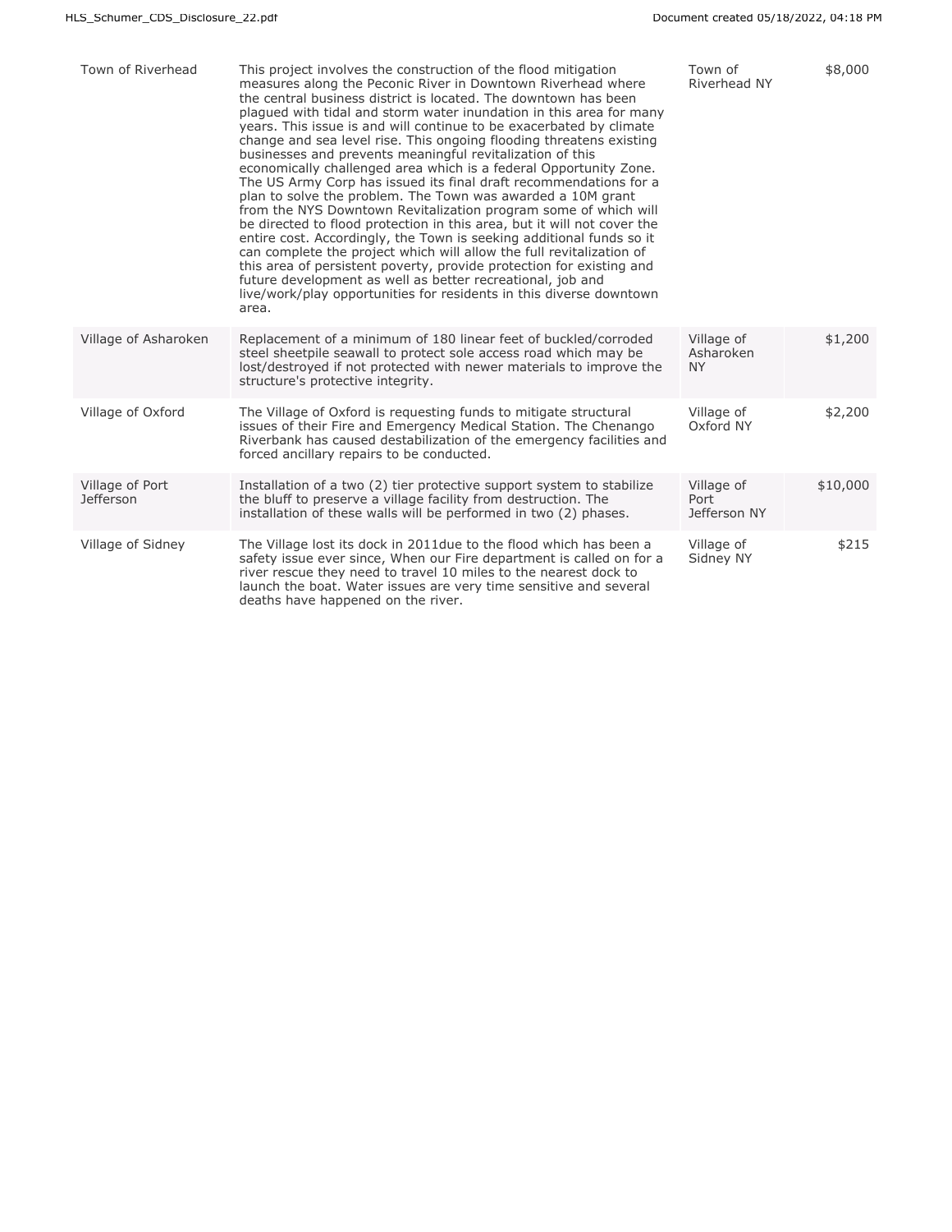| | | | |
|---|---|---|---|
| Town of Riverhead | This project involves the construction of the flood mitigation measures along the Peconic River in Downtown Riverhead where the central business district is located. The downtown has been plagued with tidal and storm water inundation in this area for many years. This issue is and will continue to be exacerbated by climate change and sea level rise. This ongoing flooding threatens existing businesses and prevents meaningful revitalization of this economically challenged area which is a federal Opportunity Zone. The US Army Corp has issued its final draft recommendations for a plan to solve the problem. The Town was awarded a 10M grant from the NYS Downtown Revitalization program some of which will be directed to flood protection in this area, but it will not cover the entire cost. Accordingly, the Town is seeking additional funds so it can complete the project which will allow the full revitalization of this area of persistent poverty, provide protection for existing and future development as well as better recreational, job and live/work/play opportunities for residents in this diverse downtown area. | Town of Riverhead NY | $8,000 |
| Village of Asharoken | Replacement of a minimum of 180 linear feet of buckled/corroded steel sheetpile seawall to protect sole access road which may be lost/destroyed if not protected with newer materials to improve the structure's protective integrity. | Village of Asharoken NY | $1,200 |
| Village of Oxford | The Village of Oxford is requesting funds to mitigate structural issues of their Fire and Emergency Medical Station. The Chenango Riverbank has caused destabilization of the emergency facilities and forced ancillary repairs to be conducted. | Village of Oxford NY | $2,200 |
| Village of Port Jefferson | Installation of a two (2) tier protective support system to stabilize the bluff to preserve a village facility from destruction. The installation of these walls will be performed in two (2) phases. | Village of Port Jefferson NY | $10,000 |
| Village of Sidney | The Village lost its dock in 2011due to the flood which has been a safety issue ever since, When our Fire department is called on for a river rescue they need to travel 10 miles to the nearest dock to launch the boat. Water issues are very time sensitive and several deaths have happened on the river. | Village of Sidney NY | $215 |